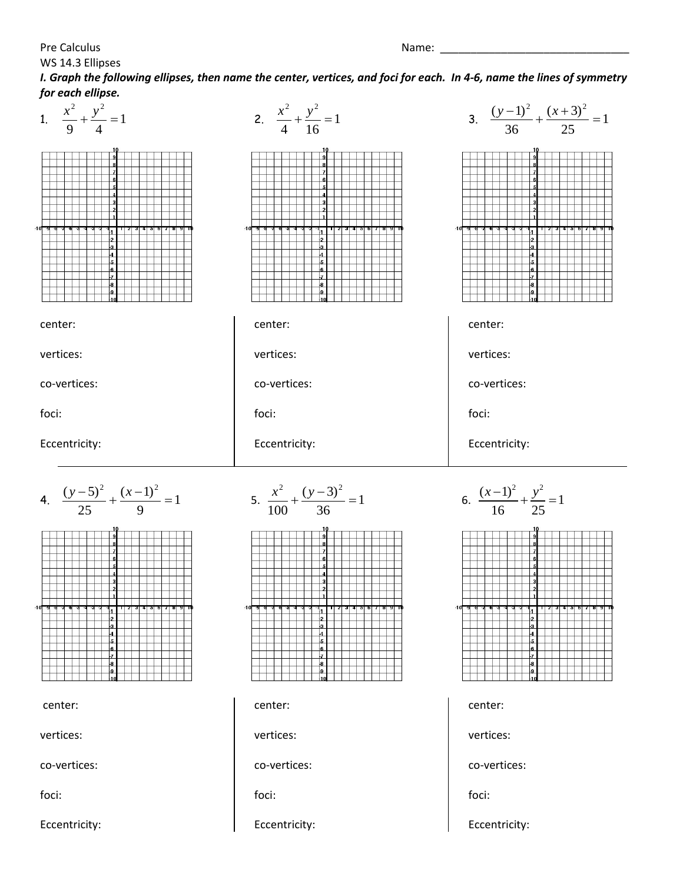Pre Calculus

Name: ________________________________

WS 14.3 Ellipses

***I. Graph the following ellipses, then name the center, vertices, and foci for each. In 4-6, name the lines of symmetry for each ellipse.***

1. $\dfrac{x^2}{9}+\dfrac{y^2}{4}=1$

center:

vertices:

co-vertices:

foci:

Eccentricity:

2. $\dfrac{x^2}{4}+\dfrac{y^2}{16}=1$

center:

vertices:

co-vertices:

foci:

Eccentricity:

3. $\dfrac{(y-1)^2}{36}+\dfrac{(x+3)^2}{25}=1$

center:

vertices:

co-vertices:

foci:

Eccentricity:

4. $\dfrac{(y-5)^2}{25}+\dfrac{(x-1)^2}{9}=1$

center:

vertices:

co-vertices:

foci:

Eccentricity:

5. $\dfrac{x^2}{100}+\dfrac{(y-3)^2}{36}=1$

center:

vertices:

co-vertices:

foci:

Eccentricity:

6. $\dfrac{(x-1)^2}{16}+\dfrac{y^2}{25}=1$

center:

vertices:

co-vertices:

foci:

Eccentricity: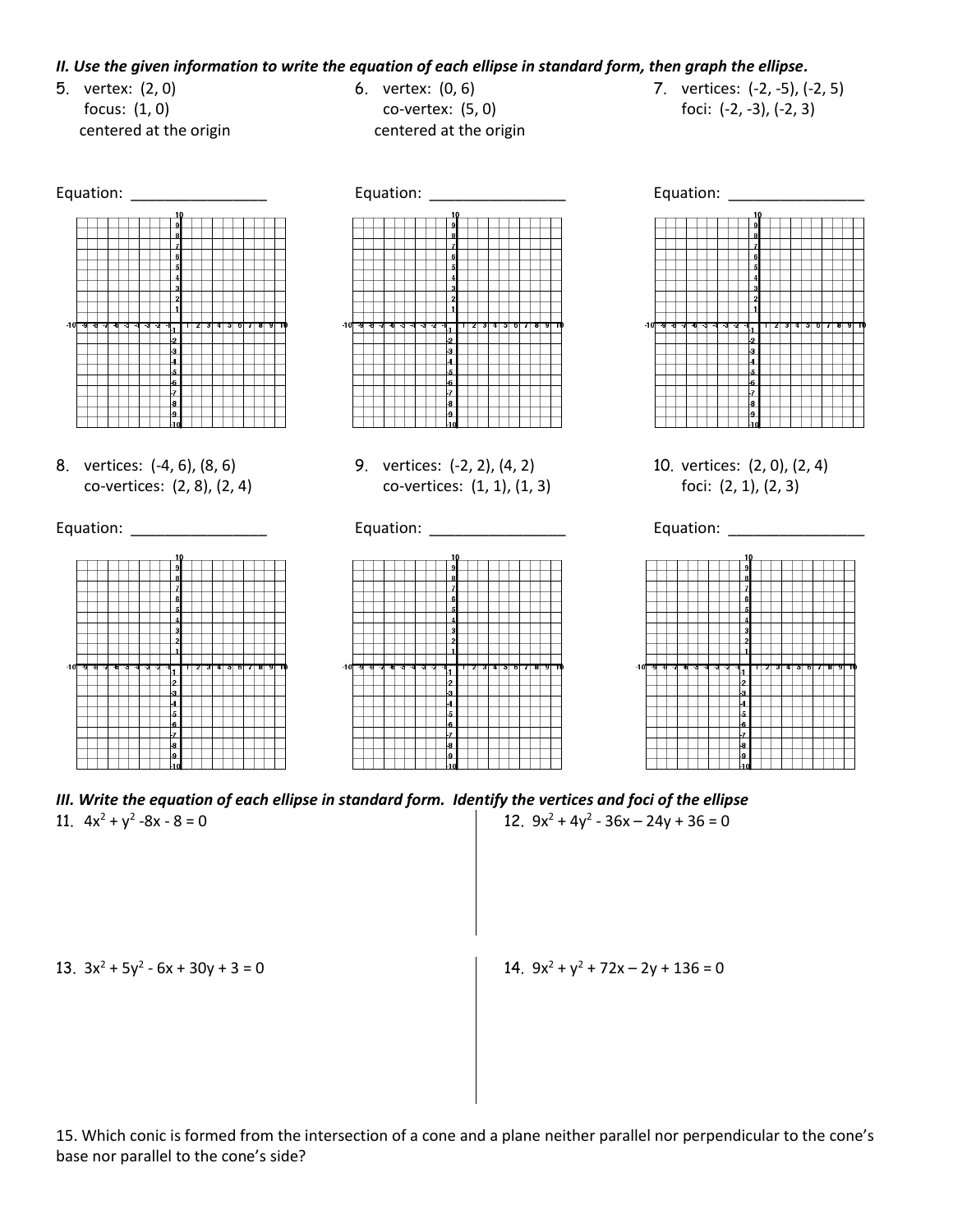***II. Use the given information to write the equation of each ellipse in standard form, then graph the ellipse.***

5. vertex: (2, 0)
   focus: (1, 0)
   centered at the origin

   Equation: ________________

6. vertex: (0, 6)
   co-vertex: (5, 0)
   centered at the origin

   Equation: ________________

7. vertices: (-2, -5), (-2, 5)
   foci: (-2, -3), (-2, 3)

   Equation: ________________

8. vertices: (-4, 6), (8, 6)
   co-vertices: (2, 8), (2, 4)

   Equation: ________________

9. vertices: (-2, 2), (4, 2)
   co-vertices: (1, 1), (1, 3)

   Equation: ________________

10. vertices: (2, 0), (2, 4)
    foci: (2, 1), (2, 3)

    Equation: ________________

***III. Write the equation of each ellipse in standard form. Identify the vertices and foci of the ellipse***

11. $4x^2 + y^2 - 8x - 8 = 0$

12. $9x^2 + 4y^2 - 36x - 24y + 36 = 0$

13. $3x^2 + 5y^2 - 6x + 30y + 3 = 0$

14. $9x^2 + y^2 + 72x - 2y + 136 = 0$

15. Which conic is formed from the intersection of a cone and a plane neither parallel nor perpendicular to the cone's base nor parallel to the cone's side?